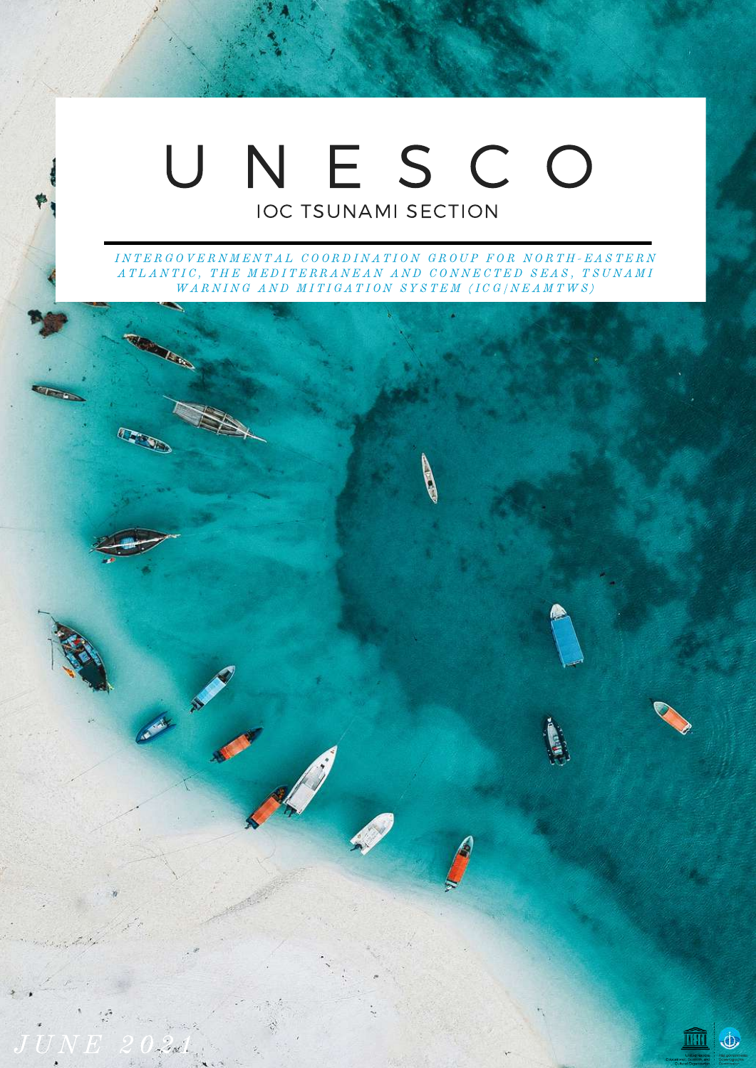# UNESCO

## IOC TSUNAMI SECTION

*INTERGOVERNMENTAL COORDINATION GROUP FOR NORTH-EASTERN ATLANTIC, THE MEDITERRANEAN AND CONNECTED SEAS, TSUNAMI WARNING AND MITIGATION SYSTEM (ICG/NEAMTWS)*

*JUNE 2021*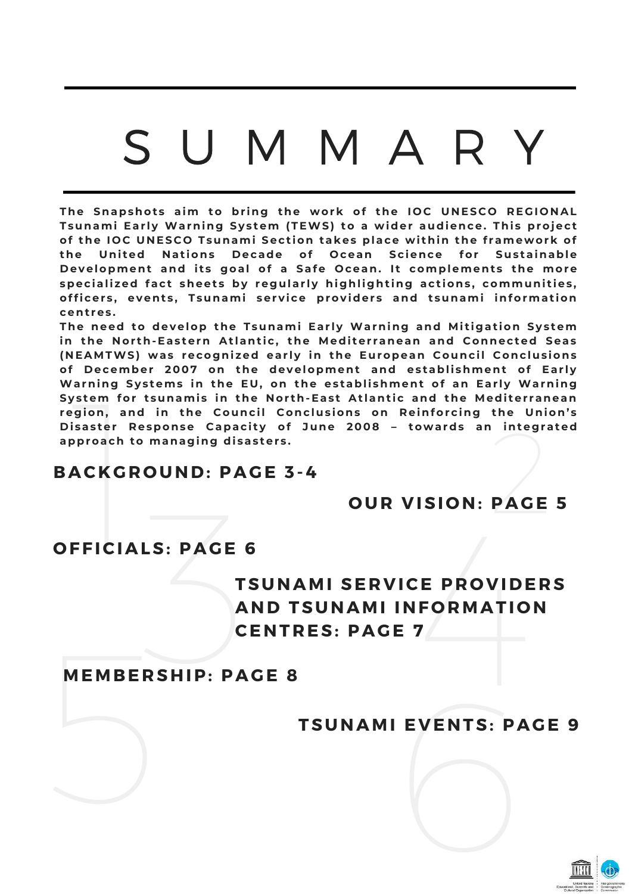# SUMMARY

**The Snapshots aim to bring the work of the IOC UNESCO REGIONAL Tsunami Early Warning System (TEWS) to a wider audience. This project of the IOC UNESCO Tsunami Section takes place within the framework of the United Nations Decade of Ocean Science for Sustainable Development and its goal of a Safe Ocean. It complements the more specialized fact sheets by regularly highlighting actions, communities, officers, events, Tsunami service providers and tsunami information centres.**

**The need to develop the Tsunami Early Warning and Mitigation System in the North-Eastern Atlantic, the Mediterranean and Connected Seas (NEAMTWS) was recognized early in the European Council Conclusions of December 2007 on the development and establishment of Early Warning Systems in the EU, on the establishment of an Early Warning System for tsunamis in the North-East Atlantic and the Mediterranean region, and in the Council Conclusions on Reinforcing the Union's Disaster Response Capacity of June 2008 – towards an integrated approach to managing disasters.**

## BACKGROUND: PAGE 3-4

## OUR VISION: PAGE 5

## OFFICIALS: PAGE 6

## TSUNAMI SERVICE PROVIDERS AND TSUNAMI INFORMATION CENTRES: PAGE 7

## MEMBERSHIP: PAGE 8

## TSUNAMI EVENTS: PAGE 9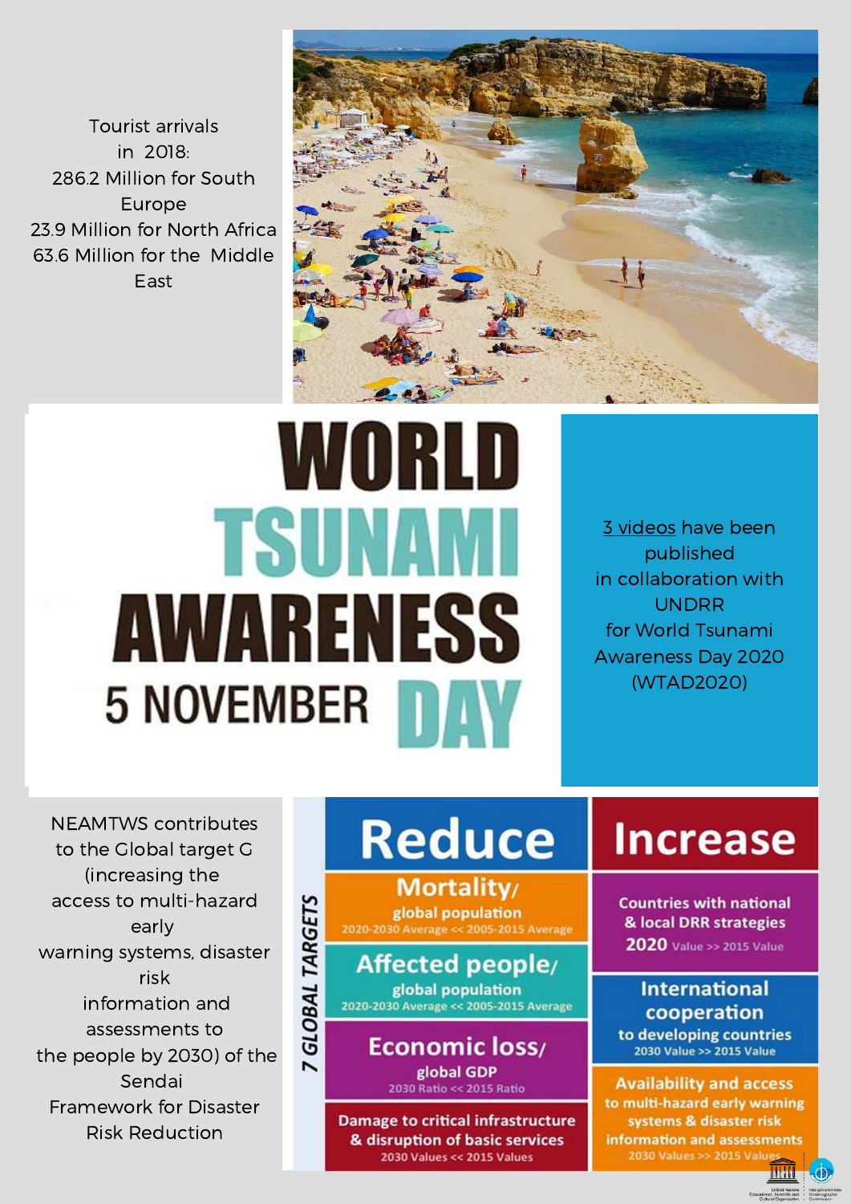Tourist arrivals in 2018:
286.2 Million for South Europe
23.9 Million for North Africa
63.6 Million for the Middle East

# WORLD TSUNAMI AWARENESS DAY
## 5 NOVEMBER

3 videos have been published in collaboration with UNDRR for World Tsunami Awareness Day 2020 (WTAD2020)

NEAMTWS contributes to the Global target G (increasing the access to multi-hazard early warning systems, disaster risk information and assessments to the people by 2030) of the Sendai Framework for Disaster Risk Reduction

**7 GLOBAL TARGETS**

| Reduce | Increase |
|---|---|
| **Mortality/** global population 2020-2030 Average << 2005-2015 Average | **Countries with national & local DRR strategies** 2020 Value >> 2015 Value |
| **Affected people/** global population 2020-2030 Average << 2005-2015 Average | **International cooperation** to developing countries 2030 Value >> 2015 Value |
| **Economic loss/** global GDP 2030 Ratio << 2015 Ratio | **Availability and access** to multi-hazard early warning systems & disaster risk information and assessments 2030 Values >> 2015 Values |
| **Damage to critical infrastructure & disruption of basic services** 2030 Values << 2015 Values | |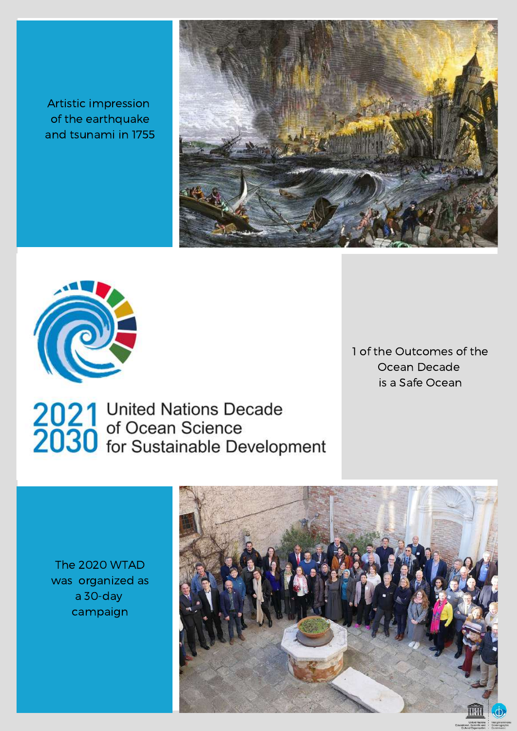Artistic impression of the earthquake and tsunami in 1755

2021 2030 United Nations Decade of Ocean Science for Sustainable Development

1 of the Outcomes of the Ocean Decade is a Safe Ocean

The 2020 WTAD was organized as a 30-day campaign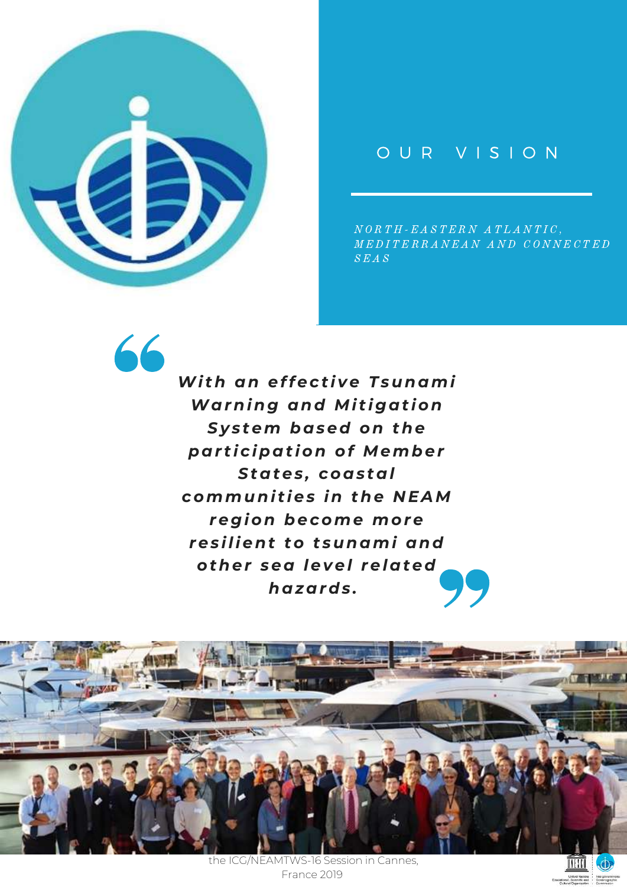## OUR VISION

*NORTH-EASTERN ATLANTIC, MEDITERRANEAN AND CONNECTED SEAS*

> ***With an effective Tsunami Warning and Mitigation System based on the participation of Member States, coastal communities in the NEAM region become more resilient to tsunami and other sea level related hazards.***

the ICG/NEAMTWS-16 Session in Cannes, France 2019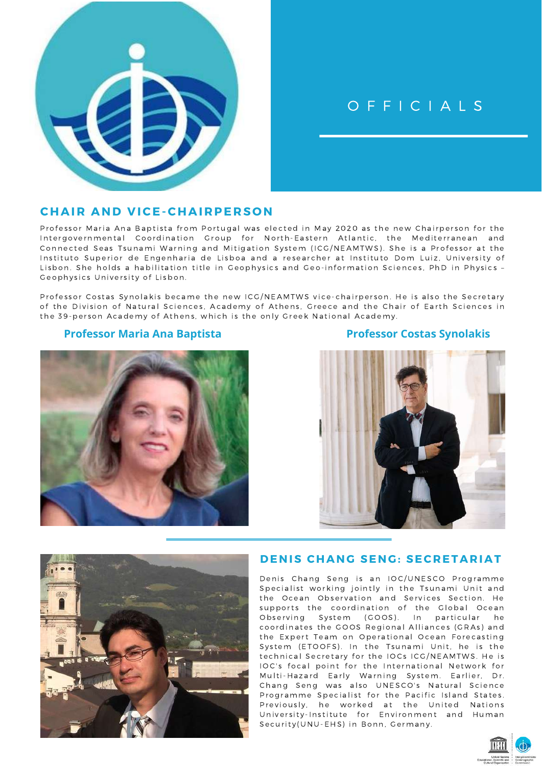# OFFICIALS

## CHAIR AND VICE-CHAIRPERSON

Professor Maria Ana Baptista from Portugal was elected in May 2020 as the new Chairperson for the Intergovernmental Coordination Group for North-Eastern Atlantic, the Mediterranean and Connected Seas Tsunami Warning and Mitigation System (ICG/NEAMTWS). She is a Professor at the Instituto Superior de Engenharia de Lisboa and a researcher at Instituto Dom Luiz, University of Lisbon. She holds a habilitation title in Geophysics and Geo-information Sciences, PhD in Physics – Geophysics University of Lisbon.

Professor Costas Synolakis became the new ICG/NEAMTWS vice-chairperson. He is also the Secretary of the Division of Natural Sciences, Academy of Athens, Greece and the Chair of Earth Sciences in the 39-person Academy of Athens, which is the only Greek National Academy.

**Professor Maria Ana Baptista**

**Professor Costas Synolakis**

## DENIS CHANG SENG: SECRETARIAT

Denis Chang Seng is an IOC/UNESCO Programme Specialist working jointly in the Tsunami Unit and the Ocean Observation and Services Section. He supports the coordination of the Global Ocean Observing System (GOOS). In particular he coordinates the GOOS Regional Alliances (GRAs) and the Expert Team on Operational Ocean Forecasting System (ETOOFS). In the Tsunami Unit, he is the technical Secretary for the IOCs ICG/NEAMTWS. He is IOC's focal point for the International Network for Multi-Hazard Early Warning System. Earlier, Dr. Chang Seng was also UNESCO's Natural Science Programme Specialist for the Pacific Island States. Previously, he worked at the United Nations University-Institute for Environment and Human Security(UNU-EHS) in Bonn, Germany.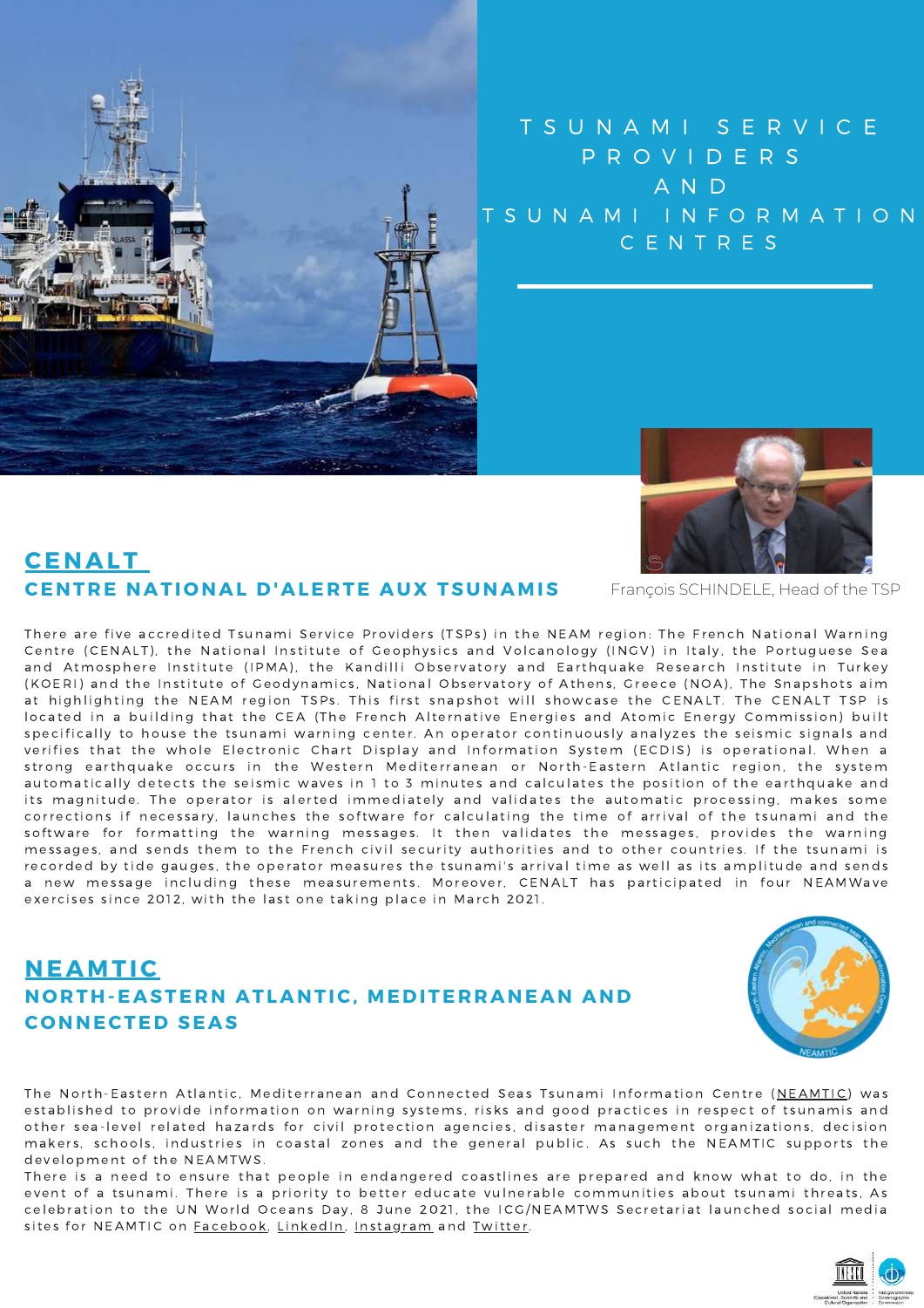# TSUNAMI SERVICE PROVIDERS AND TSUNAMI INFORMATION CENTRES

## CENALT

### CENTRE NATIONAL D'ALERTE AUX TSUNAMIS

François SCHINDELE, Head of the TSP

There are five accredited Tsunami Service Providers (TSPs) in the NEAM region: The French National Warning Centre (CENALT), the National Institute of Geophysics and Volcanology (INGV) in Italy, the Portuguese Sea and Atmosphere Institute (IPMA), the Kandilli Observatory and Earthquake Research Institute in Turkey (KOERI) and the Institute of Geodynamics, National Observatory of Athens, Greece (NOA). The Snapshots aim at highlighting the NEAM region TSPs. This first snapshot will showcase the CENALT. The CENALT TSP is located in a building that the CEA (The French Alternative Energies and Atomic Energy Commission) built specifically to house the tsunami warning center. An operator continuously analyzes the seismic signals and verifies that the whole Electronic Chart Display and Information System (ECDIS) is operational. When a strong earthquake occurs in the Western Mediterranean or North-Eastern Atlantic region, the system automatically detects the seismic waves in 1 to 3 minutes and calculates the position of the earthquake and its magnitude. The operator is alerted immediately and validates the automatic processing, makes some corrections if necessary, launches the software for calculating the time of arrival of the tsunami and the software for formatting the warning messages. It then validates the messages, provides the warning messages, and sends them to the French civil security authorities and to other countries. If the tsunami is recorded by tide gauges, the operator measures the tsunami's arrival time as well as its amplitude and sends a new message including these measurements. Moreover, CENALT has participated in four NEAMWave exercises since 2012, with the last one taking place in March 2021.

## NEAMTIC

### NORTH-EASTERN ATLANTIC, MEDITERRANEAN AND CONNECTED SEAS

The North-Eastern Atlantic, Mediterranean and Connected Seas Tsunami Information Centre (NEAMTIC) was established to provide information on warning systems, risks and good practices in respect of tsunamis and other sea-level related hazards for civil protection agencies, disaster management organizations, decision makers, schools, industries in coastal zones and the general public. As such the NEAMTIC supports the development of the NEAMTWS.

There is a need to ensure that people in endangered coastlines are prepared and know what to do, in the event of a tsunami. There is a priority to better educate vulnerable communities about tsunami threats, As celebration to the UN World Oceans Day, 8 June 2021, the ICG/NEAMTWS Secretariat launched social media sites for NEAMTIC on Facebook, LinkedIn, Instagram and Twitter.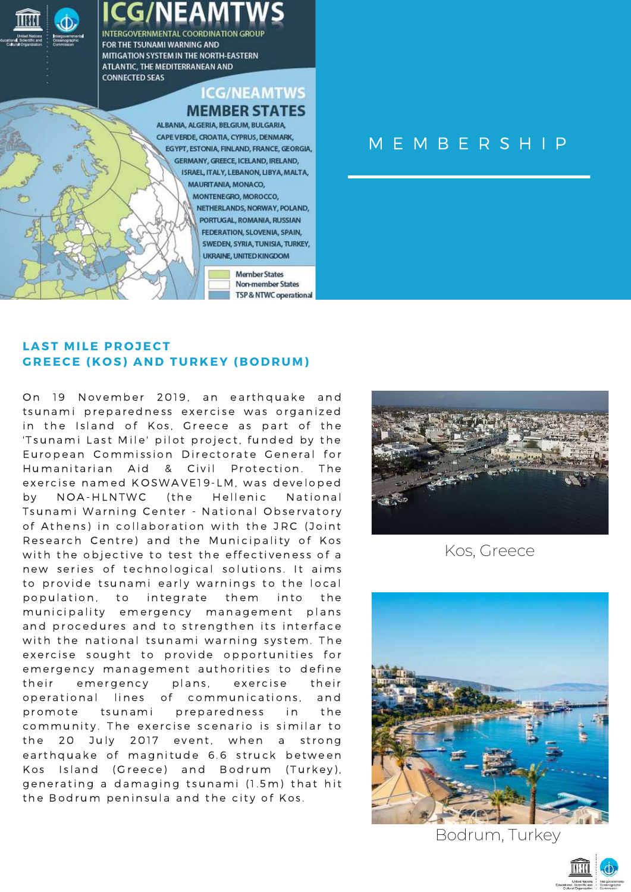# ICG/NEAMTWS

INTERGOVERNMENTAL COORDINATION GROUP FOR THE TSUNAMI WARNING AND MITIGATION SYSTEM IN THE NORTH-EASTERN ATLANTIC, THE MEDITERRANEAN AND CONNECTED SEAS

## ICG/NEAMTWS MEMBER STATES

ALBANIA, ALGERIA, BELGIUM, BULGARIA, CAPE VERDE, CROATIA, CYPRUS, DENMARK, EGYPT, ESTONIA, FINLAND, FRANCE, GEORGIA, GERMANY, GREECE, ICELAND, IRELAND, ISRAEL, ITALY, LEBANON, LIBYA, MALTA, MAURITANIA, MONACO, MONTENEGRO, MOROCCO, NETHERLANDS, NORWAY, POLAND, PORTUGAL, ROMANIA, RUSSIAN FEDERATION, SLOVENIA, SPAIN, SWEDEN, SYRIA, TUNISIA, TURKEY, UKRAINE, UNITED KINGDOM

Member States
Non-member States
TSP & NTWC operational

# MEMBERSHIP

## LAST MILE PROJECT GREECE (KOS) AND TURKEY (BODRUM)

On 19 November 2019, an earthquake and tsunami preparedness exercise was organized in the Island of Kos, Greece as part of the 'Tsunami Last Mile' pilot project, funded by the European Commission Directorate General for Humanitarian Aid & Civil Protection. The exercise named KOSWAVE19-LM, was developed by NOA-HLNTWC (the Hellenic National Tsunami Warning Center - National Observatory of Athens) in collaboration with the JRC (Joint Research Centre) and the Municipality of Kos with the objective to test the effectiveness of a new series of technological solutions. It aims to provide tsunami early warnings to the local population, to integrate them into the municipality emergency management plans and procedures and to strengthen its interface with the national tsunami warning system. The exercise sought to provide opportunities for emergency management authorities to define their emergency plans, exercise their operational lines of communications, and promote tsunami preparedness in the community. The exercise scenario is similar to the 20 July 2017 event, when a strong earthquake of magnitude 6.6 struck between Kos Island (Greece) and Bodrum (Turkey), generating a damaging tsunami (1.5m) that hit the Bodrum peninsula and the city of Kos.

Kos, Greece

Bodrum, Turkey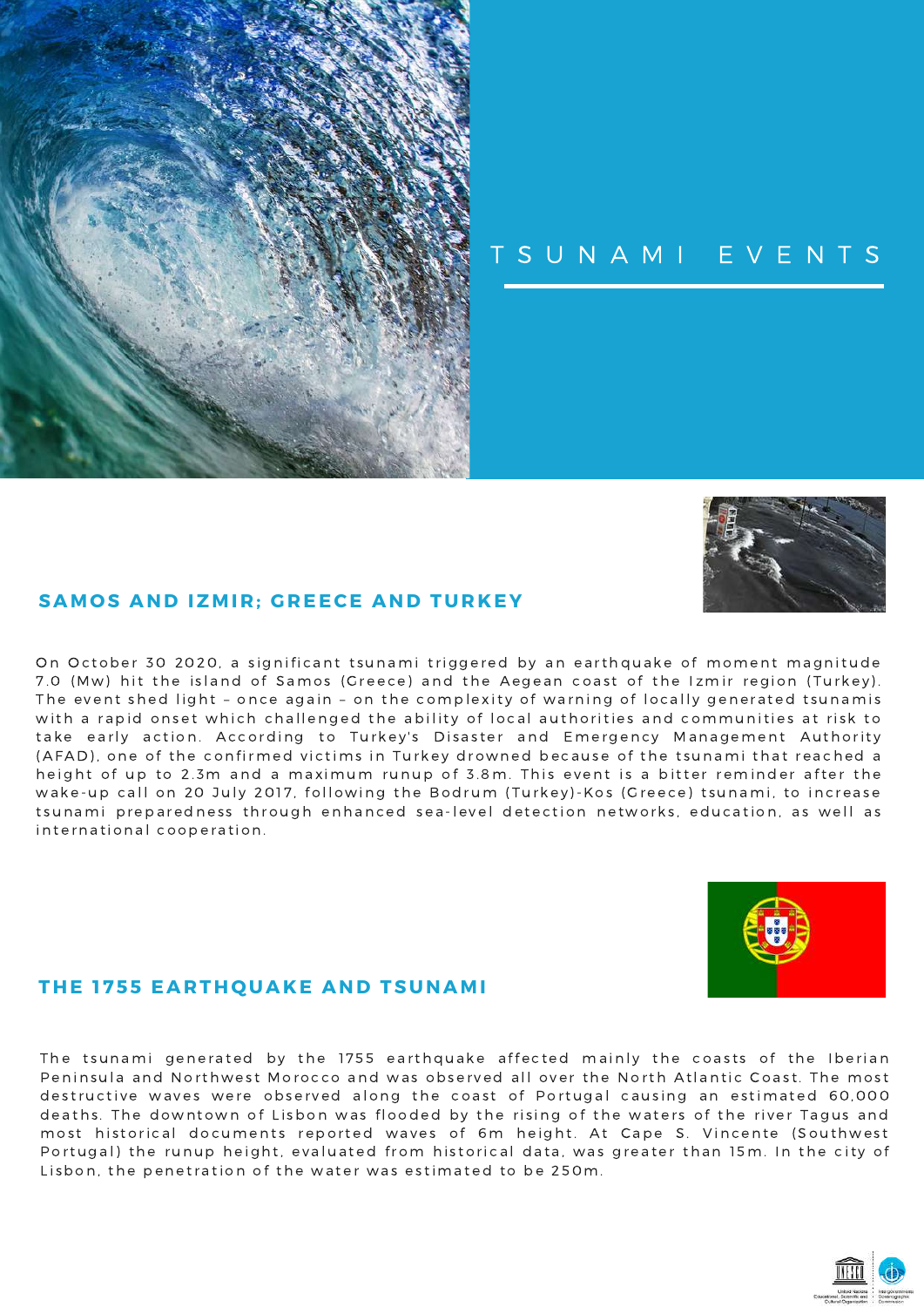# TSUNAMI EVENTS

## SAMOS AND IZMIR; GREECE AND TURKEY

On October 30 2020, a significant tsunami triggered by an earthquake of moment magnitude 7.0 (Mw) hit the island of Samos (Greece) and the Aegean coast of the Izmir region (Turkey). The event shed light – once again – on the complexity of warning of locally generated tsunamis with a rapid onset which challenged the ability of local authorities and communities at risk to take early action. According to Turkey's Disaster and Emergency Management Authority (AFAD), one of the confirmed victims in Turkey drowned because of the tsunami that reached a height of up to 2.3m and a maximum runup of 3.8m. This event is a bitter reminder after the wake-up call on 20 July 2017, following the Bodrum (Turkey)-Kos (Greece) tsunami, to increase tsunami preparedness through enhanced sea-level detection networks, education, as well as international cooperation.

## THE 1755 EARTHQUAKE AND TSUNAMI

The tsunami generated by the 1755 earthquake affected mainly the coasts of the Iberian Peninsula and Northwest Morocco and was observed all over the North Atlantic Coast. The most destructive waves were observed along the coast of Portugal causing an estimated 60,000 deaths. The downtown of Lisbon was flooded by the rising of the waters of the river Tagus and most historical documents reported waves of 6m height. At Cape S. Vincente (Southwest Portugal) the runup height, evaluated from historical data, was greater than 15m. In the city of Lisbon, the penetration of the water was estimated to be 250m.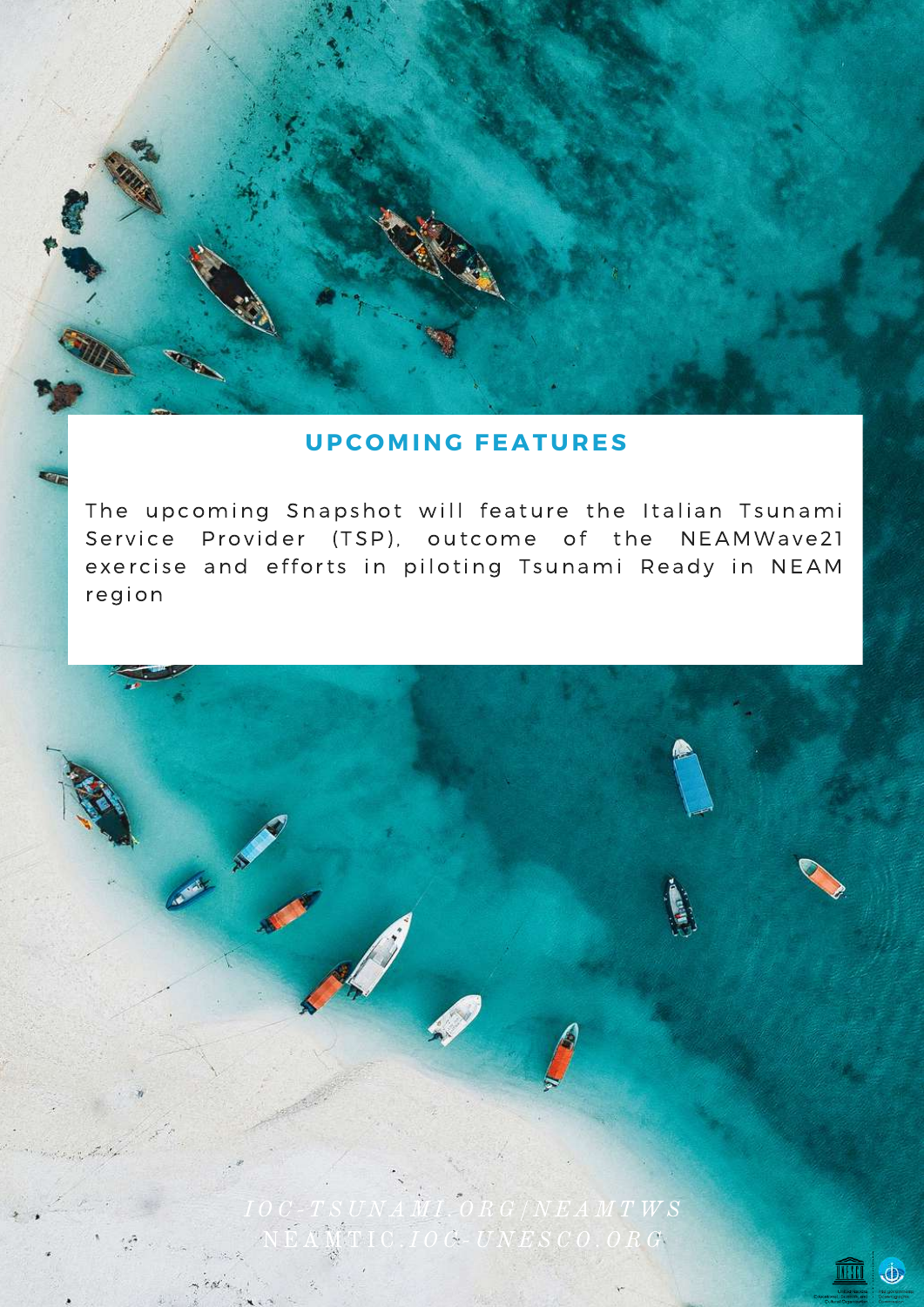## UPCOMING FEATURES

The upcoming Snapshot will feature the Italian Tsunami Service Provider (TSP), outcome of the NEAMWave21 exercise and efforts in piloting Tsunami Ready in NEAM region

IOC-TSUNAMI.ORG/NEAMTWS
NEAMTIC.IOC-UNESCO.ORG